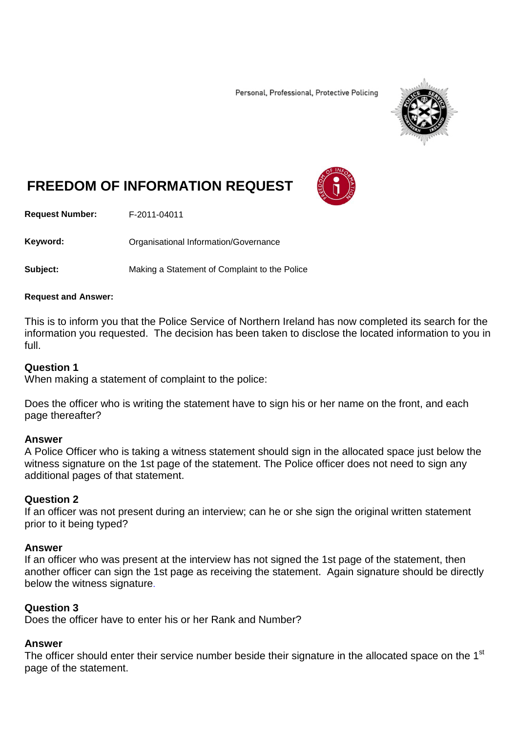Personal, Professional, Protective Policing

# FREEDOM OF INFORMATION REQUEST

**Request Number:** F-2011-04011

**Keyword:** Organisational Information/Governance

**Subject:** Making a Statement of Complaint to the Police

**Request and Answer:**

This is to inform you that the Police Service of Northern Ireland has now completed its search for the information you requested. The decision has been taken to disclose the located information to you in full.

### Question 1

When making a statement of complaint to the police:

Does the officer who is writing the statement have to sign his or her name on the front, and each page thereafter?

### Answer

A Police Officer who is taking a witness statement should sign in the allocated space just below the witness signature on the 1st page of the statement. The Police officer does not need to sign any additional pages of that statement.

### Question 2

If an officer was not present during an interview; can he or she sign the original written statement prior to it being typed?

### Answer

If an officer who was present at the interview has not signed the 1st page of the statement, then another officer can sign the 1st page as receiving the statement. Again signature should be directly below the witness signature.

### Question 3

Does the officer have to enter his or her Rank and Number?

### Answer

The officer should enter their service number beside their signature in the allocated space on the 1st page of the statement.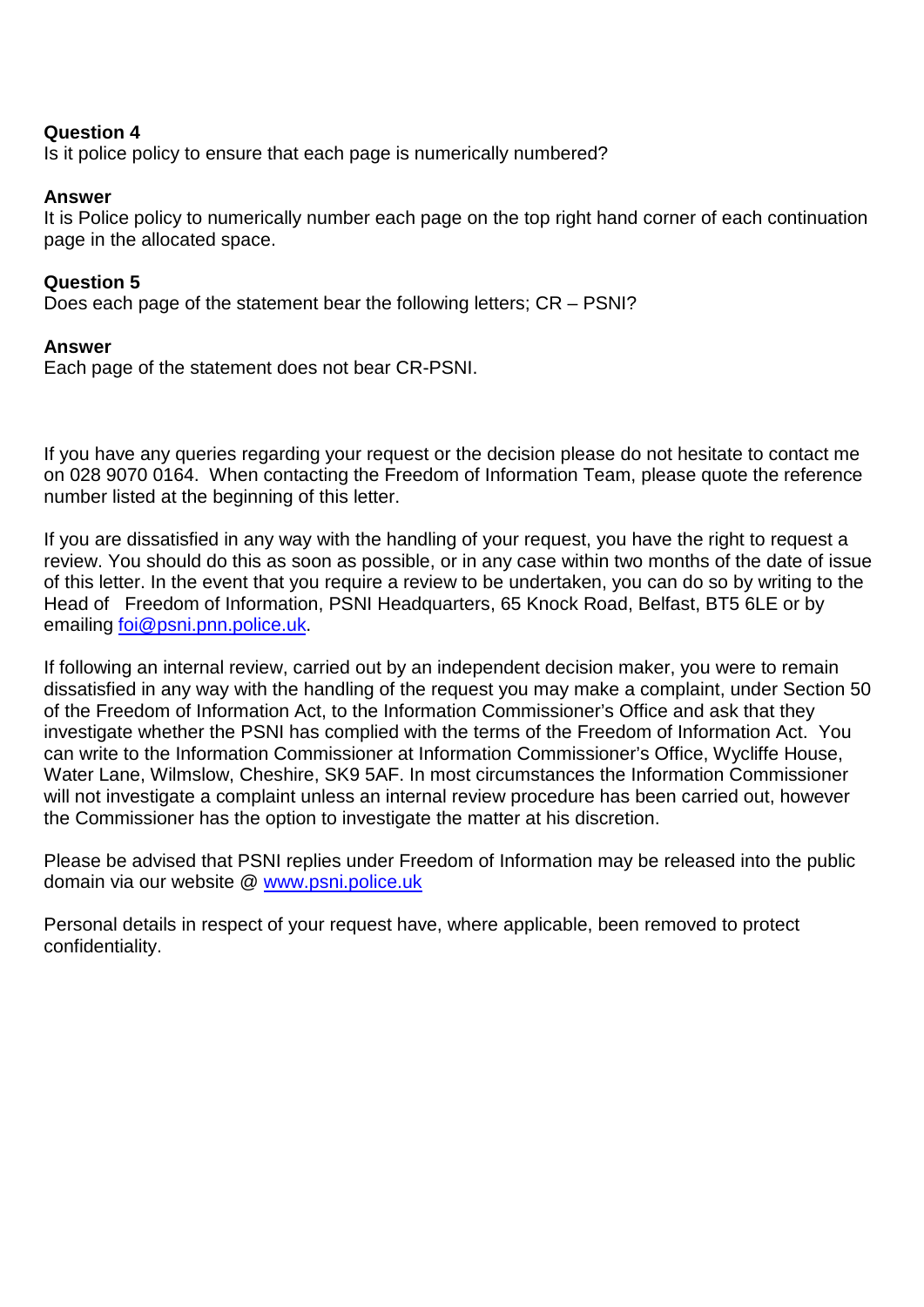**Question 4**
Is it police policy to ensure that each page is numerically numbered?

**Answer**
It is Police policy to numerically number each page on the top right hand corner of each continuation page in the allocated space.

**Question 5**
Does each page of the statement bear the following letters; CR – PSNI?

**Answer**
Each page of the statement does not bear CR-PSNI.

If you have any queries regarding your request or the decision please do not hesitate to contact me on 028 9070 0164. When contacting the Freedom of Information Team, please quote the reference number listed at the beginning of this letter.

If you are dissatisfied in any way with the handling of your request, you have the right to request a review. You should do this as soon as possible, or in any case within two months of the date of issue of this letter. In the event that you require a review to be undertaken, you can do so by writing to the Head of Freedom of Information, PSNI Headquarters, 65 Knock Road, Belfast, BT5 6LE or by emailing [foi@psni.pnn.police.uk](mailto:foi@psni.pnn.police.uk).

If following an internal review, carried out by an independent decision maker, you were to remain dissatisfied in any way with the handling of the request you may make a complaint, under Section 50 of the Freedom of Information Act, to the Information Commissioner's Office and ask that they investigate whether the PSNI has complied with the terms of the Freedom of Information Act. You can write to the Information Commissioner at Information Commissioner's Office, Wycliffe House, Water Lane, Wilmslow, Cheshire, SK9 5AF. In most circumstances the Information Commissioner will not investigate a complaint unless an internal review procedure has been carried out, however the Commissioner has the option to investigate the matter at his discretion.

Please be advised that PSNI replies under Freedom of Information may be released into the public domain via our website @ [www.psni.police.uk](http://www.psni.police.uk)

Personal details in respect of your request have, where applicable, been removed to protect confidentiality.